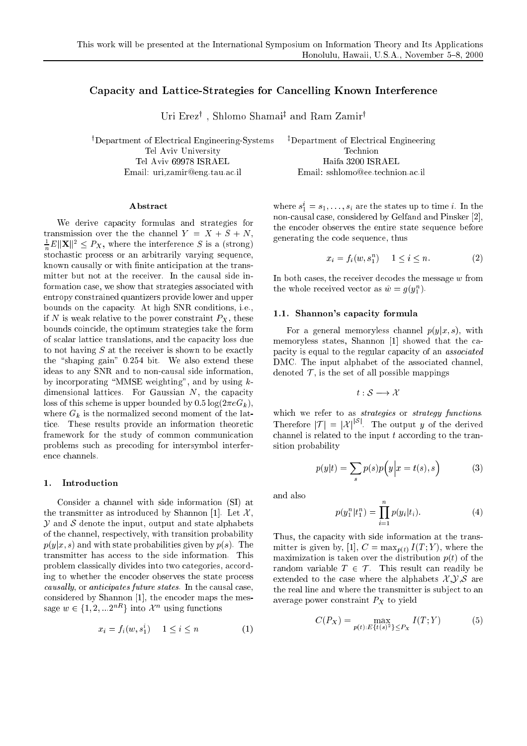This work will be presented at the International Symposium on Information Theory and Its Applications
Honolulu, Hawaii, U.S.A., November 5–8, 2000

# Capacity and Lattice-Strategies for Cancelling Known Interference

Uri Erez[†] , Shlomo Shamai[‡] and Ram Zamir[†]

[†]Department of Electrical Engineering-Systems
Tel Aviv University
Tel Aviv 69978 ISRAEL
Email: uri,zamir@eng.tau.ac.il

[‡]Department of Electrical Engineering
Technion
Haifa 3200 ISRAEL
Email: sshlomo@ee.technion.ac.il

## Abstract

We derive capacity formulas and strategies for transmission over the the channel $Y = X + S + N$, $\frac{1}{n}E\|\mathbf{X}\|^2 \leq P_X$, where the interference $S$ is a (strong) stochastic process or an arbitrarily varying sequence, known causally or with finite anticipation at the transmitter but not at the receiver. In the causal side information case, we show that strategies associated with entropy constrained quantizers provide lower and upper bounds on the capacity. At high SNR conditions, i.e., if $N$ is weak relative to the power constraint $P_X$, these bounds coincide, the optimum strategies take the form of scalar lattice translations, and the capacity loss due to not having $S$ at the receiver is shown to be exactly the "shaping gain" 0.254 bit. We also extend these ideas to any SNR and to non-causal side information, by incorporating "MMSE weighting", and by using $k$-dimensional lattices. For Gaussian $N$, the capacity loss of this scheme is upper bounded by $0.5\log(2\pi e G_k)$, where $G_k$ is the normalized second moment of the lattice. These results provide an information theoretic framework for the study of common communication problems such as precoding for intersymbol interference channels.

## 1. Introduction

Consider a channel with side information (SI) at the transmitter as introduced by Shannon [1]. Let $\mathcal{X}$, $\mathcal{Y}$ and $\mathcal{S}$ denote the input, output and state alphabets of the channel, respectively, with transition probability $p(y|x, s)$ and with state probabilities given by $p(s)$. The transmitter has access to the side information. This problem classically divides into two categories, according to whether the encoder observes the state process *causally*, or *anticipates future states*. In the causal case, considered by Shannon [1], the encoder maps the message $w \in \{1, 2, ...2^{nR}\}$ into $\mathcal{X}^n$ using functions

$$x_i = f_i(w, s_1^i) \quad 1 \leq i \leq n \tag{1}$$

where $s_1^i = s_1, \ldots, s_i$ are the states up to time $i$. In the non-causal case, considered by Gelfand and Pinsker [2], the encoder observes the entire state sequence before generating the code sequence, thus

$$x_i = f_i(w, s_1^n) \quad 1 \leq i \leq n. \tag{2}$$

In both cases, the receiver decodes the message $w$ from the whole received vector as $\hat{w} = g(y_1^n)$.

### 1.1. Shannon's capacity formula

For a general memoryless channel $p(y|x, s)$, with memoryless states, Shannon [1] showed that the capacity is equal to the regular capacity of an *associated* DMC. The input alphabet of the associated channel, denoted $\mathcal{T}$, is the set of all possible mappings

$$t : \mathcal{S} \longrightarrow \mathcal{X}$$

which we refer to as *strategies* or *strategy functions*. Therefore $|\mathcal{T}| = |\mathcal{X}|^{|\mathcal{S}|}$. The output $y$ of the derived channel is related to the input $t$ according to the transition probability

$$p(y|t) = \sum_s p(s) p\Big(y \Big| x = t(s), s\Big) \tag{3}$$

and also

$$p(y_1^n | t_1^n) = \prod_{i=1}^{n} p(y_i | t_i). \tag{4}$$

Thus, the capacity with side information at the transmitter is given by, [1], $C = \max_{p(t)} I(T; Y)$, where the maximization is taken over the distribution $p(t)$ of the random variable $T \in \mathcal{T}$. This result can readily be extended to the case where the alphabets $\mathcal{X}$,$\mathcal{Y}$,$\mathcal{S}$ are the real line and where the transmitter is subject to an average power constraint $P_X$ to yield

$$C(P_X) = \max_{p(t): E\{t(s)^2\} \leq P_X} I(T; Y) \tag{5}$$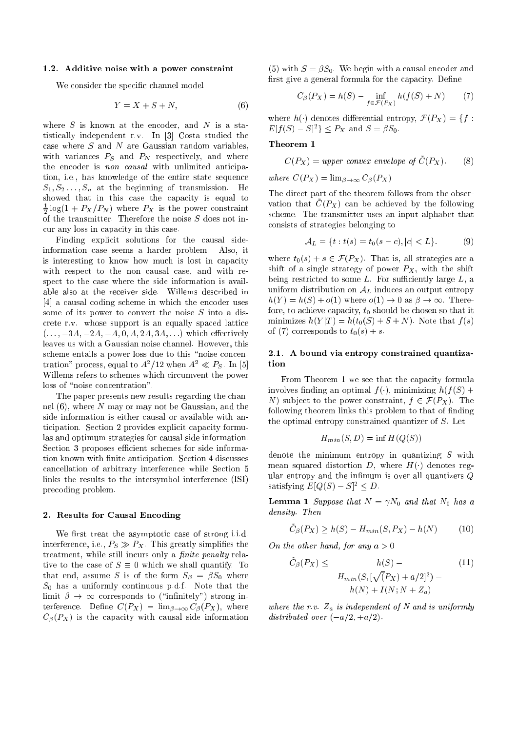### 1.2. Additive noise with a power constraint

We consider the specific channel model

$$Y = X + S + N, \tag{6}$$

where $S$ is known at the encoder, and $N$ is a statistically independent r.v. In [3] Costa studied the case where $S$ and $N$ are Gaussian random variables, with variances $P_S$ and $P_N$ respectively, and where the encoder is *non causal* with unlimited anticipation, i.e., has knowledge of the entire state sequence $S_1, S_2 \ldots, S_n$ at the beginning of transmission. He showed that in this case the capacity is equal to $\frac{1}{2}\log(1 + P_X/P_N)$ where $P_X$ is the power constraint of the transmitter. Therefore the noise $S$ does not incur any loss in capacity in this case.

Finding explicit solutions for the causal side-information case seems a harder problem. Also, it is interesting to know how much is lost in capacity with respect to the non causal case, and with respect to the case where the side information is available also at the receiver side. Willems described in [4] a causal coding scheme in which the encoder uses some of its power to convert the noise $S$ into a discrete r.v. whose support is an equally spaced lattice $(\ldots, -3A, -2A, -A, 0, A, 2A, 3A, \ldots)$ which effectively leaves us with a Gaussian noise channel. However, this scheme entails a power loss due to this "noise concentration" process, equal to $A^2/12$ when $A^2 \ll P_S$. In [5] Willems refers to schemes which circumvent the power loss of "noise concentration".

The paper presents new results regarding the channel (6), where $N$ may or may not be Gaussian, and the side information is either causal or available with anticipation. Section 2 provides explicit capacity formulas and optimum strategies for causal side information. Section 3 proposes efficient schemes for side information known with finite anticipation. Section 4 discusses cancellation of arbitrary interference while Section 5 links the results to the intersymbol interference (ISI) precoding problem.

## 2. Results for Causal Encoding

We first treat the asymptotic case of strong i.i.d. interference, i.e., $P_S \gg P_X$. This greatly simplifies the treatment, while still incurs only a *finite penalty* relative to the case of $S \equiv 0$ which we shall quantify. To that end, assume $S$ is of the form $S_\beta = \beta S_0$ where $S_0$ has a uniformly continuous p.d.f. Note that the limit $\beta \to \infty$ corresponds to ("infinitely") strong interference. Define $C(P_X) = \lim_{\beta\to\infty} C_\beta(P_X)$, where $C_\beta(P_X)$ is the capacity with causal side information (5) with $S = \beta S_0$. We begin with a causal encoder and first give a general formula for the capacity. Define

$$\tilde{C}_\beta(P_X) = h(S) - \inf_{f \in \mathcal{F}(P_X)} h(f(S) + N) \tag{7}$$

where $h(\cdot)$ denotes differential entropy, $\mathcal{F}(P_X) = \{f : E[f(S) - S]^2\} \leq P_X$ and $S = \beta S_0$.

**Theorem 1**

$$C(P_X) = \textit{upper convex envelope of } \tilde{C}(P_X). \tag{8}$$

*where* $\tilde{C}(P_X) = \lim_{\beta\to\infty} \tilde{C}_\beta(P_X)$

The direct part of the theorem follows from the observation that $\tilde{C}(P_X)$ can be achieved by the following scheme. The transmitter uses an input alphabet that consists of strategies belonging to

$$\mathcal{A}_L = \{t : t(s) = t_0(s - c), |c| < L\}. \tag{9}$$

where $t_0(s) + s \in \mathcal{F}(P_X)$. That is, all strategies are a shift of a single strategy of power $P_X$, with the shift being restricted to some $L$. For sufficiently large $L$, a uniform distribution on $\mathcal{A}_L$ induces an output entropy $h(Y) = h(S) + o(1)$ where $o(1) \to 0$ as $\beta \to \infty$. Therefore, to achieve capacity, $t_0$ should be chosen so that it minimizes $h(Y|T) = h(t_0(S) + S + N)$. Note that $f(s)$ of (7) corresponds to $t_0(s) + s$.

### 2.1. A bound via entropy constrained quantization

From Theorem 1 we see that the capacity formula involves finding an optimal $f(\cdot)$, minimizing $h(f(S) + N)$ subject to the power constraint, $f \in \mathcal{F}(P_X)$. The following theorem links this problem to that of finding the optimal entropy constrained quantizer of $S$. Let

$$H_{min}(S, D) = \inf H(Q(S))$$

denote the minimum entropy in quantizing $S$ with mean squared distortion $D$, where $H(\cdot)$ denotes regular entropy and the infimum is over all quantizers $Q$ satisfying $E[Q(S) - S]^2 \leq D$.

**Lemma 1** *Suppose that $N = \gamma N_0$ and that $N_0$ has a density. Then*

$$\tilde{C}_\beta(P_X) \geq h(S) - H_{min}(S, P_X) - h(N) \tag{10}$$

*On the other hand, for any $a > 0$*

$$\tilde{C}_\beta(P_X) \leq h(S) - H_{min}(S, [\sqrt{(}P_X) + a/2]^2) - h(N) + I(N; N + Z_a) \tag{11}$$

*where the r.v. $Z_a$ is independent of $N$ and is uniformly distributed over $(-a/2, +a/2)$.*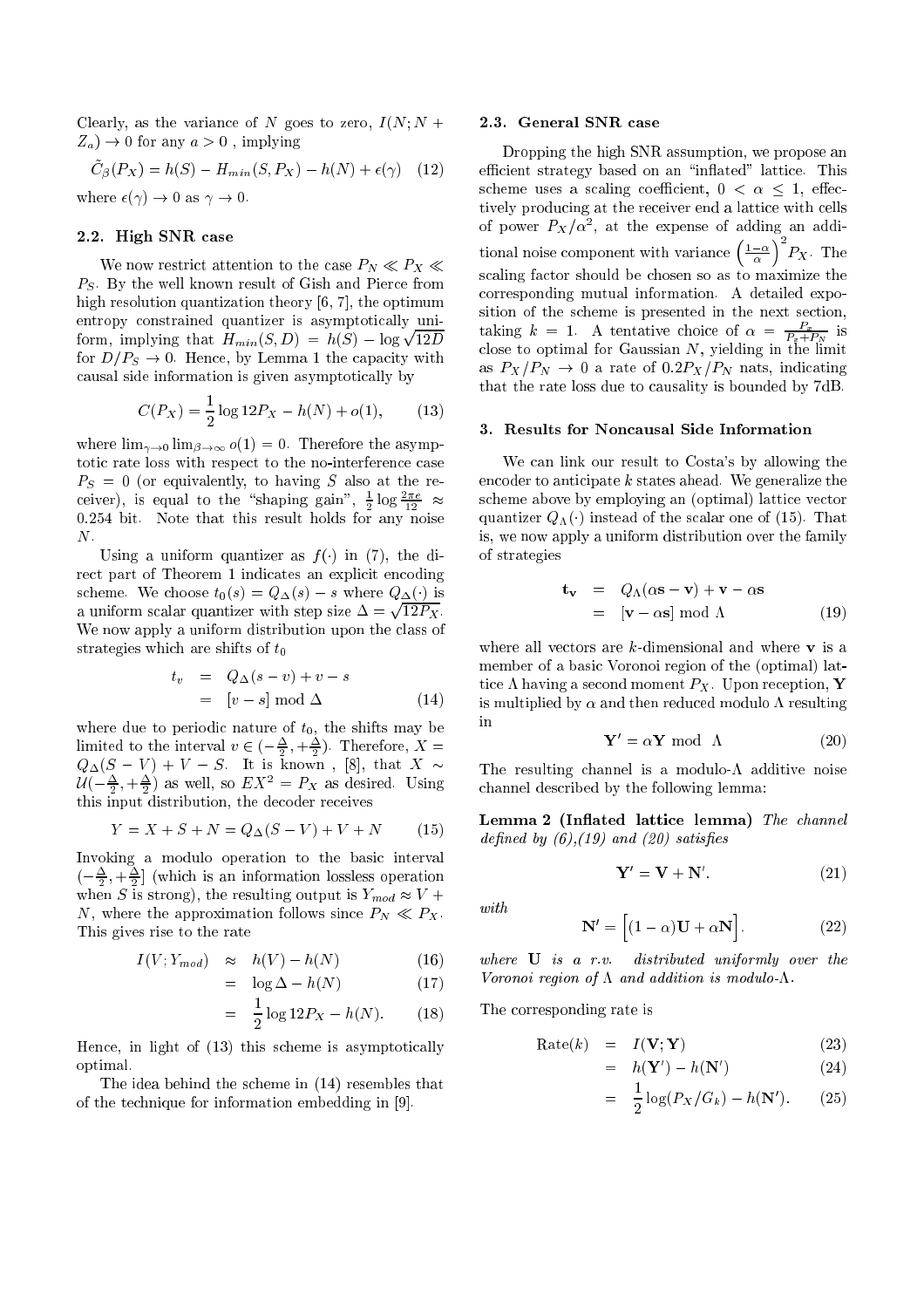Clearly, as the variance of $N$ goes to zero, $I(N; N + Z_a) \to 0$ for any $a > 0$ , implying

$$\tilde{C}_\beta(P_X) = h(S) - H_{min}(S, P_X) - h(N) + \epsilon(\gamma) \quad (12)$$

where $\epsilon(\gamma) \to 0$ as $\gamma \to 0$.

### 2.2. High SNR case

We now restrict attention to the case $P_N \ll P_X \ll P_S$. By the well known result of Gish and Pierce from high resolution quantization theory [6, 7], the optimum entropy constrained quantizer is asymptotically uniform, implying that $H_{min}(S, D) = h(S) - \log \sqrt{12D}$ for $D/P_S \to 0$. Hence, by Lemma 1 the capacity with causal side information is given asymptotically by

$$C(P_X) = \frac{1}{2} \log 12P_X - h(N) + o(1), \quad (13)$$

where $\lim_{\gamma \to 0} \lim_{\beta \to \infty} o(1) = 0$. Therefore the asymptotic rate loss with respect to the no-interference case $P_S = 0$ (or equivalently, to having $S$ also at the receiver), is equal to the "shaping gain", $\frac{1}{2} \log \frac{2\pi e}{12} \approx 0.254$ bit. Note that this result holds for any noise $N$.

Using a uniform quantizer as $f(\cdot)$ in (7), the direct part of Theorem 1 indicates an explicit encoding scheme. We choose $t_0(s) = Q_\Delta(s) - s$ where $Q_\Delta(\cdot)$ is a uniform scalar quantizer with step size $\Delta = \sqrt{12P_X}$. We now apply a uniform distribution upon the class of strategies which are shifts of $t_0$

$$\begin{aligned} t_v &= Q_\Delta(s - v) + v - s \\ &= [v - s] \bmod \Delta \end{aligned} \quad (14)$$

where due to periodic nature of $t_0$, the shifts may be limited to the interval $v \in (-\frac{\Delta}{2}, +\frac{\Delta}{2})$. Therefore, $X = Q_\Delta(S - V) + V - S$. It is known , [8], that $X \sim \mathcal{U}(-\frac{\Delta}{2}, +\frac{\Delta}{2})$ as well, so $EX^2 = P_X$ as desired. Using this input distribution, the decoder receives

$$Y = X + S + N = Q_\Delta(S - V) + V + N \quad (15)$$

Invoking a modulo operation to the basic interval $(-\frac{\Delta}{2}, +\frac{\Delta}{2}]$ (which is an information lossless operation when $S$ is strong), the resulting output is $Y_{mod} \approx V + N$, where the approximation follows since $P_N \ll P_X$. This gives rise to the rate

$$\begin{aligned} I(V; Y_{mod}) &\approx h(V) - h(N) && (16) \\ &= \log \Delta - h(N) && (17) \\ &= \frac{1}{2} \log 12P_X - h(N). && (18) \end{aligned}$$

Hence, in light of (13) this scheme is asymptotically optimal.

The idea behind the scheme in (14) resembles that of the technique for information embedding in [9].

### 2.3. General SNR case

Dropping the high SNR assumption, we propose an efficient strategy based on an "inflated" lattice. This scheme uses a scaling coefficient, $0 < \alpha \leq 1$, effectively producing at the receiver end a lattice with cells of power $P_X/\alpha^2$, at the expense of adding an additional noise component with variance $\left(\frac{1-\alpha}{\alpha}\right)^2 P_X$. The scaling factor should be chosen so as to maximize the corresponding mutual information. A detailed exposition of the scheme is presented in the next section, taking $k = 1$. A tentative choice of $\alpha = \frac{P_x}{P_x + P_N}$ is close to optimal for Gaussian $N$, yielding in the limit as $P_X/P_N \to 0$ a rate of $0.2P_X/P_N$ nats, indicating that the rate loss due to causality is bounded by 7dB.

## 3. Results for Noncausal Side Information

We can link our result to Costa's by allowing the encoder to anticipate $k$ states ahead. We generalize the scheme above by employing an (optimal) lattice vector quantizer $Q_\Lambda(\cdot)$ instead of the scalar one of (15). That is, we now apply a uniform distribution over the family of strategies

$$\begin{aligned} \mathbf{t_v} &= Q_\Lambda(\alpha \mathbf{s} - \mathbf{v}) + \mathbf{v} - \alpha \mathbf{s} \\ &= [\mathbf{v} - \alpha \mathbf{s}] \bmod \Lambda \end{aligned} \quad (19)$$

where all vectors are $k$-dimensional and where $\mathbf{v}$ is a member of a basic Voronoi region of the (optimal) lattice $\Lambda$ having a second moment $P_X$. Upon reception, $\mathbf{Y}$ is multiplied by $\alpha$ and then reduced modulo $\Lambda$ resulting in

$$\mathbf{Y}' = \alpha \mathbf{Y} \bmod \Lambda \quad (20)$$

The resulting channel is a modulo-$\Lambda$ additive noise channel described by the following lemma:

**Lemma 2 (Inflated lattice lemma)** *The channel defined by (6),(19) and (20) satisfies*

$$\mathbf{Y}' = \mathbf{V} + \mathbf{N}'. \quad (21)$$

*with*

$$\mathbf{N}' = \left[(1 - \alpha)\mathbf{U} + \alpha \mathbf{N}\right]. \quad (22)$$

*where $\mathbf{U}$ is a r.v. distributed uniformly over the Voronoi region of $\Lambda$ and addition is modulo-$\Lambda$.*

The corresponding rate is

$$\begin{aligned} \text{Rate}(k) &= I(\mathbf{V}; \mathbf{Y}) && (23) \\ &= h(\mathbf{Y}') - h(\mathbf{N}') && (24) \\ &= \frac{1}{2} \log(P_X/G_k) - h(\mathbf{N}'). && (25) \end{aligned}$$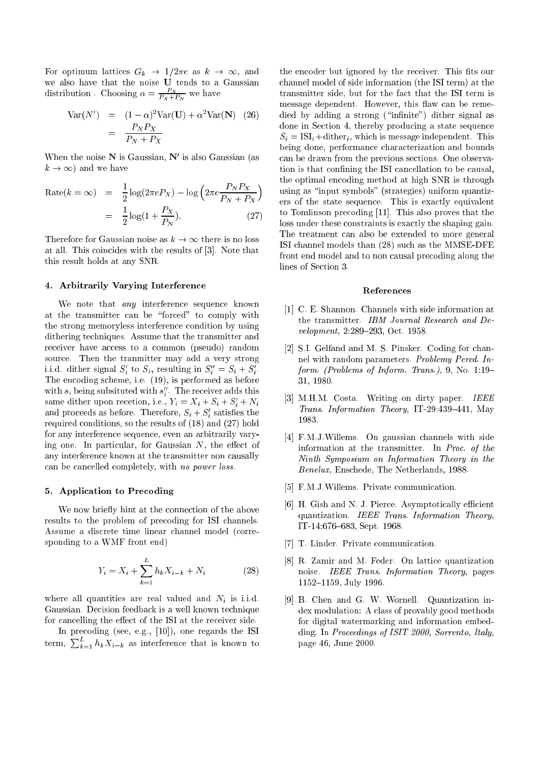For optimum lattices $G_k \to 1/2\pi e$ as $k \to \infty$, and we also have that the noise $\mathbf{U}$ tends to a Gaussian distribution . Choosing $\alpha = \frac{P_X}{P_X+P_N}$ we have

$$\begin{aligned} \mathrm{Var}(N') &= (1-\alpha)^2\mathrm{Var}(\mathbf{U}) + \alpha^2\mathrm{Var}(\mathbf{N}) \quad (26) \\ &= \frac{P_N P_X}{P_N + P_X} \end{aligned}$$

When the noise $\mathbf{N}$ is Gaussian, $\mathbf{N}'$ is also Gaussian (as $k \to \infty$) and we have

$$\begin{aligned} \mathrm{Rate}(k=\infty) &= \frac{1}{2}\log(2\pi e P_X) - \log\left(2\pi e \frac{P_N P_X}{P_N + P_X}\right) \\ &= \frac{1}{2}\log(1+\frac{P_X}{P_N}). \qquad (27) \end{aligned}$$

Therefore for Gaussian noise as $k \to \infty$ there is no loss at all. This coincides with the results of [3]. Note that this result holds at any SNR.

## 4. Arbitrarily Varying Interference

We note that *any* interference sequence known at the transmitter can be "forced" to comply with the strong memoryless interference condition by using dithering techniques. Assume that the transmitter and receiver have access to a common (pseudo) random source. Then the tranmitter may add a very strong i.i.d. dither signal $S_i'$ to $S_i$, resulting in $S_i'' = S_i + S_i'$. The encoding scheme, i.e. (19), is performed as before with $s_i$ being subsituted with $s_i''$. The receiver adds this same dither upon recetion, i.e., $Y_i = X_i + S_i + S_i' + N_i$ and proceeds as before. Therefore, $S_i + S_i'$ satisfies the required conditions, so the results of (18) and (27) hold for any interference sequence, even an arbitrarily varying one. In particular, for Gaussian $N$, the effect of any interference known at the transmitter non causally can be cancelled completely, with *no power loss*.

## 5. Application to Precoding

We now briefly hint at the connection of the above results to the problem of precoding for ISI channels. Assume a discrete time linear channel model (corresponding to a WMF front end)

$$Y_i = X_i + \sum_{k=1}^{L} h_k X_{i-k} + N_i \qquad (28)$$

where all quantities are real valued and $N_i$ is i.i.d. Gaussian. Decision feedback is a well known technique for cancelling the effect of the ISI at the receiver side.

In precoding (see, e.g., [10]), one regards the ISI term, $\sum_{k=1}^{L} h_k X_{i-k}$ as interference that is known to the encoder but ignored by the receiver. This fits our channel model of side information (the ISI term) at the transmitter side, but for the fact that the ISI term is message dependent. However, this flaw can be remedied by adding a strong ("infinite") dither signal as done in Section 4, thereby producing a state sequence $S_i = \mathrm{ISI}_i + \mathrm{dither}_i$, which is message independent. This being done, performance characterization and bounds can be drawn from the previous sections. One observation is that confining the ISI cancellation to be causal, the optimal encoding method at high SNR is through using as "input symbols" (strategies) uniform quantizers of the state sequence. This is exactly equivalent to Tomlinson precoding [11]. This also proves that the loss under these constraints is exactly the shaping gain. The treatment can also be extended to more general ISI channel models than (28) such as the MMSE-DFE front end model and to non causal precoding along the lines of Section 3.

## References

[1] C. E. Shannon. Channels with side information at the transmitter. *IBM Journal Research and Development*, 2:289–293, Oct. 1958.

[2] S.I. Gelfand and M. S. Pinsker. Coding for channel with random parameters. *Problemy Pered. Inform. (Problems of Inform. Trans.)*, 9, No. 1:19–31, 1980.

[3] M.H.M. Costa. Writing on dirty paper. *IEEE Trans. Information Theory*, IT-29:439–441, May 1983.

[4] F.M.J.Willems. On gaussian channels with side information at the transmitter. In *Proc. of the Ninth Symposium on Information Theory in the Benelux*, Enschede, The Netherlands, 1988.

[5] F.M.J.Willems. Private communication.

[6] H. Gish and N. J. Pierce. Asymptotically efficient quantization. *IEEE Trans. Information Theory*, IT-14:676–683, Sept. 1968.

[7] T. Linder. Private communication.

[8] R. Zamir and M. Feder. On lattice quantization noise. *IEEE Trans. Information Theory*, pages 1152–1159, July 1996.

[9] B. Chen and G. W. Wornell. Quantization index modulation: A class of provably good methods for digital watermarking and information embedding. In *Proceedings of ISIT 2000, Sorrento, Italy*, page 46, June 2000.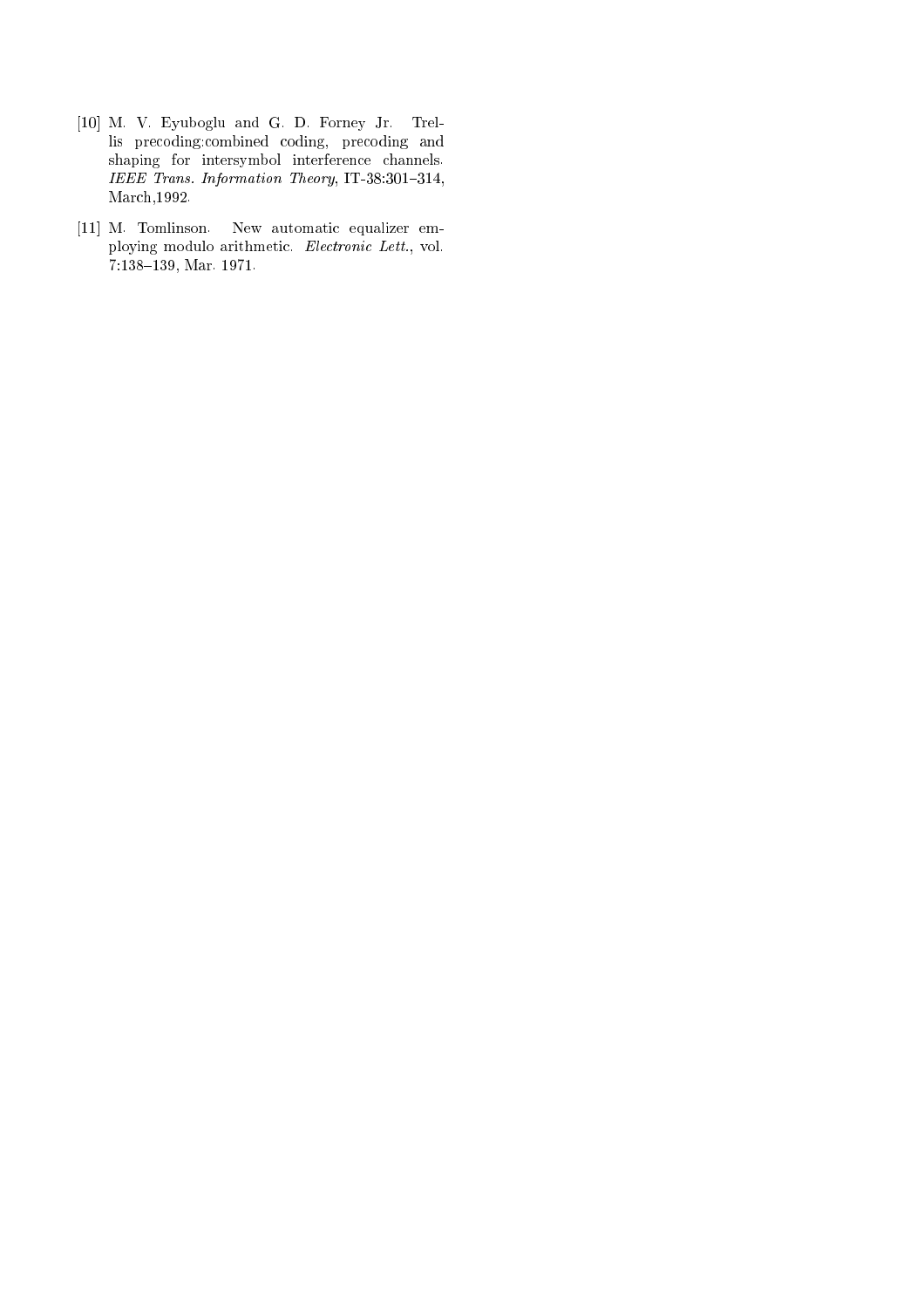[10] M. V. Eyuboglu and G. D. Forney Jr. Trellis precoding:combined coding, precoding and shaping for intersymbol interference channels. *IEEE Trans. Information Theory*, IT-38:301–314, March,1992.

[11] M. Tomlinson. New automatic equalizer employing modulo arithmetic. *Electronic Lett.*, vol. 7:138–139, Mar. 1971.